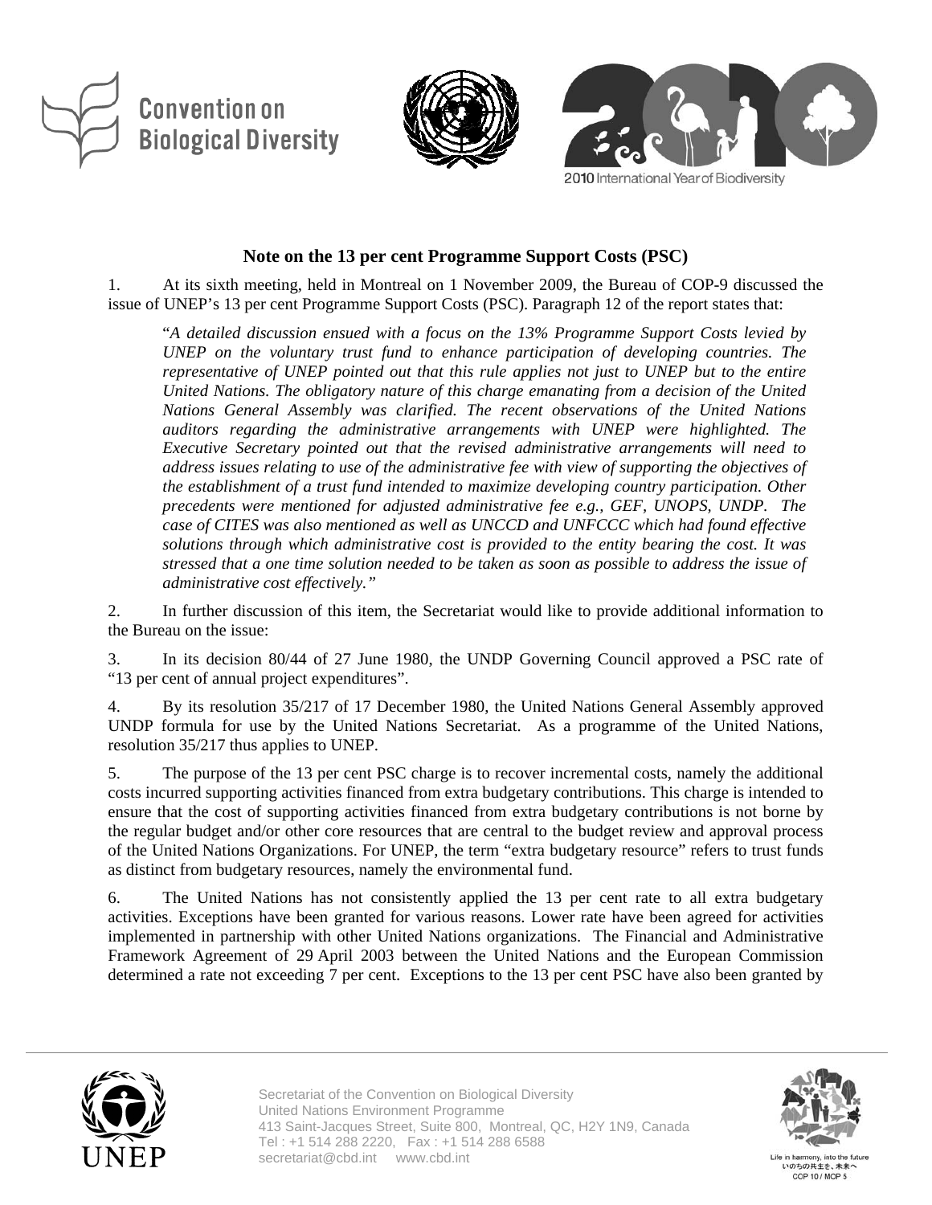Convention on Biological Diversity

2010 International Year of Biodiversity

## Note on the 13 per cent Programme Support Costs (PSC)

1. At its sixth meeting, held in Montreal on 1 November 2009, the Bureau of COP-9 discussed the issue of UNEP's 13 per cent Programme Support Costs (PSC). Paragraph 12 of the report states that:

> "*A detailed discussion ensued with a focus on the 13% Programme Support Costs levied by UNEP on the voluntary trust fund to enhance participation of developing countries. The representative of UNEP pointed out that this rule applies not just to UNEP but to the entire United Nations. The obligatory nature of this charge emanating from a decision of the United Nations General Assembly was clarified. The recent observations of the United Nations auditors regarding the administrative arrangements with UNEP were highlighted. The Executive Secretary pointed out that the revised administrative arrangements will need to address issues relating to use of the administrative fee with view of supporting the objectives of the establishment of a trust fund intended to maximize developing country participation. Other precedents were mentioned for adjusted administrative fee e.g., GEF, UNOPS, UNDP. The case of CITES was also mentioned as well as UNCCD and UNFCCC which had found effective solutions through which administrative cost is provided to the entity bearing the cost. It was stressed that a one time solution needed to be taken as soon as possible to address the issue of administrative cost effectively.*"

2. In further discussion of this item, the Secretariat would like to provide additional information to the Bureau on the issue:

3. In its decision 80/44 of 27 June 1980, the UNDP Governing Council approved a PSC rate of "13 per cent of annual project expenditures".

4. By its resolution 35/217 of 17 December 1980, the United Nations General Assembly approved UNDP formula for use by the United Nations Secretariat. As a programme of the United Nations, resolution 35/217 thus applies to UNEP.

5. The purpose of the 13 per cent PSC charge is to recover incremental costs, namely the additional costs incurred supporting activities financed from extra budgetary contributions. This charge is intended to ensure that the cost of supporting activities financed from extra budgetary contributions is not borne by the regular budget and/or other core resources that are central to the budget review and approval process of the United Nations Organizations. For UNEP, the term "extra budgetary resource" refers to trust funds as distinct from budgetary resources, namely the environmental fund.

6. The United Nations has not consistently applied the 13 per cent rate to all extra budgetary activities. Exceptions have been granted for various reasons. Lower rate have been agreed for activities implemented in partnership with other United Nations organizations. The Financial and Administrative Framework Agreement of 29 April 2003 between the United Nations and the European Commission determined a rate not exceeding 7 per cent. Exceptions to the 13 per cent PSC have also been granted by

UNEP

Secretariat of the Convention on Biological Diversity
United Nations Environment Programme
413 Saint-Jacques Street, Suite 800, Montreal, QC, H2Y 1N9, Canada
Tel : +1 514 288 2220, Fax : +1 514 288 6588
secretariat@cbd.int www.cbd.int

Life in harmony, into the future
いのちの共生を、未来へ
COP 10 / MOP 5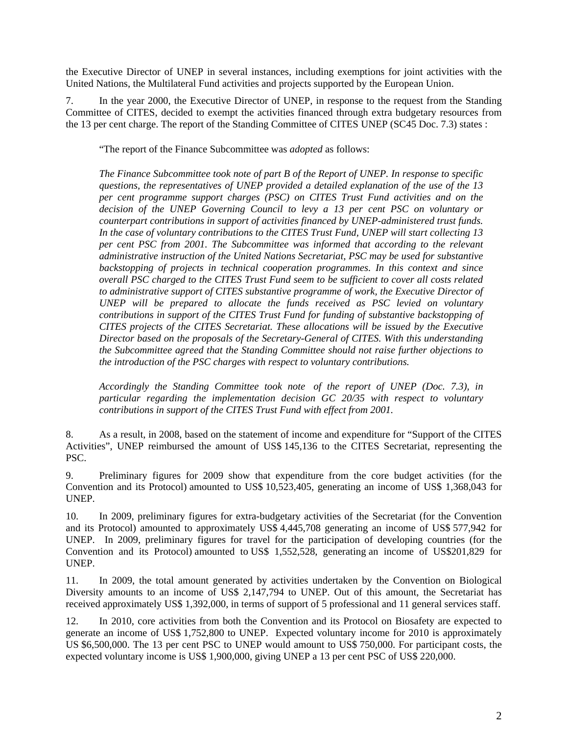the Executive Director of UNEP in several instances, including exemptions for joint activities with the United Nations, the Multilateral Fund activities and projects supported by the European Union.

7. In the year 2000, the Executive Director of UNEP, in response to the request from the Standing Committee of CITES, decided to exempt the activities financed through extra budgetary resources from the 13 per cent charge. The report of the Standing Committee of CITES UNEP (SC45 Doc. 7.3) states :

> "The report of the Finance Subcommittee was *adopted* as follows:
>
> *The Finance Subcommittee took note of part B of the Report of UNEP. In response to specific questions, the representatives of UNEP provided a detailed explanation of the use of the 13 per cent programme support charges (PSC) on CITES Trust Fund activities and on the decision of the UNEP Governing Council to levy a 13 per cent PSC on voluntary or counterpart contributions in support of activities financed by UNEP-administered trust funds. In the case of voluntary contributions to the CITES Trust Fund, UNEP will start collecting 13 per cent PSC from 2001. The Subcommittee was informed that according to the relevant administrative instruction of the United Nations Secretariat, PSC may be used for substantive backstopping of projects in technical cooperation programmes. In this context and since overall PSC charged to the CITES Trust Fund seem to be sufficient to cover all costs related to administrative support of CITES substantive programme of work, the Executive Director of UNEP will be prepared to allocate the funds received as PSC levied on voluntary contributions in support of the CITES Trust Fund for funding of substantive backstopping of CITES projects of the CITES Secretariat. These allocations will be issued by the Executive Director based on the proposals of the Secretary-General of CITES. With this understanding the Subcommittee agreed that the Standing Committee should not raise further objections to the introduction of the PSC charges with respect to voluntary contributions.*
>
> *Accordingly the Standing Committee took note of the report of UNEP (Doc. 7.3), in particular regarding the implementation decision GC 20/35 with respect to voluntary contributions in support of the CITES Trust Fund with effect from 2001.*

8. As a result, in 2008, based on the statement of income and expenditure for "Support of the CITES Activities", UNEP reimbursed the amount of US$ 145,136 to the CITES Secretariat, representing the PSC.

9. Preliminary figures for 2009 show that expenditure from the core budget activities (for the Convention and its Protocol) amounted to US$ 10,523,405, generating an income of US$ 1,368,043 for UNEP.

10. In 2009, preliminary figures for extra-budgetary activities of the Secretariat (for the Convention and its Protocol) amounted to approximately US$ 4,445,708 generating an income of US$ 577,942 for UNEP. In 2009, preliminary figures for travel for the participation of developing countries (for the Convention and its Protocol) amounted to US$ 1,552,528, generating an income of US$201,829 for UNEP.

11. In 2009, the total amount generated by activities undertaken by the Convention on Biological Diversity amounts to an income of US$ 2,147,794 to UNEP. Out of this amount, the Secretariat has received approximately US$ 1,392,000, in terms of support of 5 professional and 11 general services staff.

12. In 2010, core activities from both the Convention and its Protocol on Biosafety are expected to generate an income of US$ 1,752,800 to UNEP. Expected voluntary income for 2010 is approximately US $6,500,000. The 13 per cent PSC to UNEP would amount to US$ 750,000. For participant costs, the expected voluntary income is US$ 1,900,000, giving UNEP a 13 per cent PSC of US$ 220,000.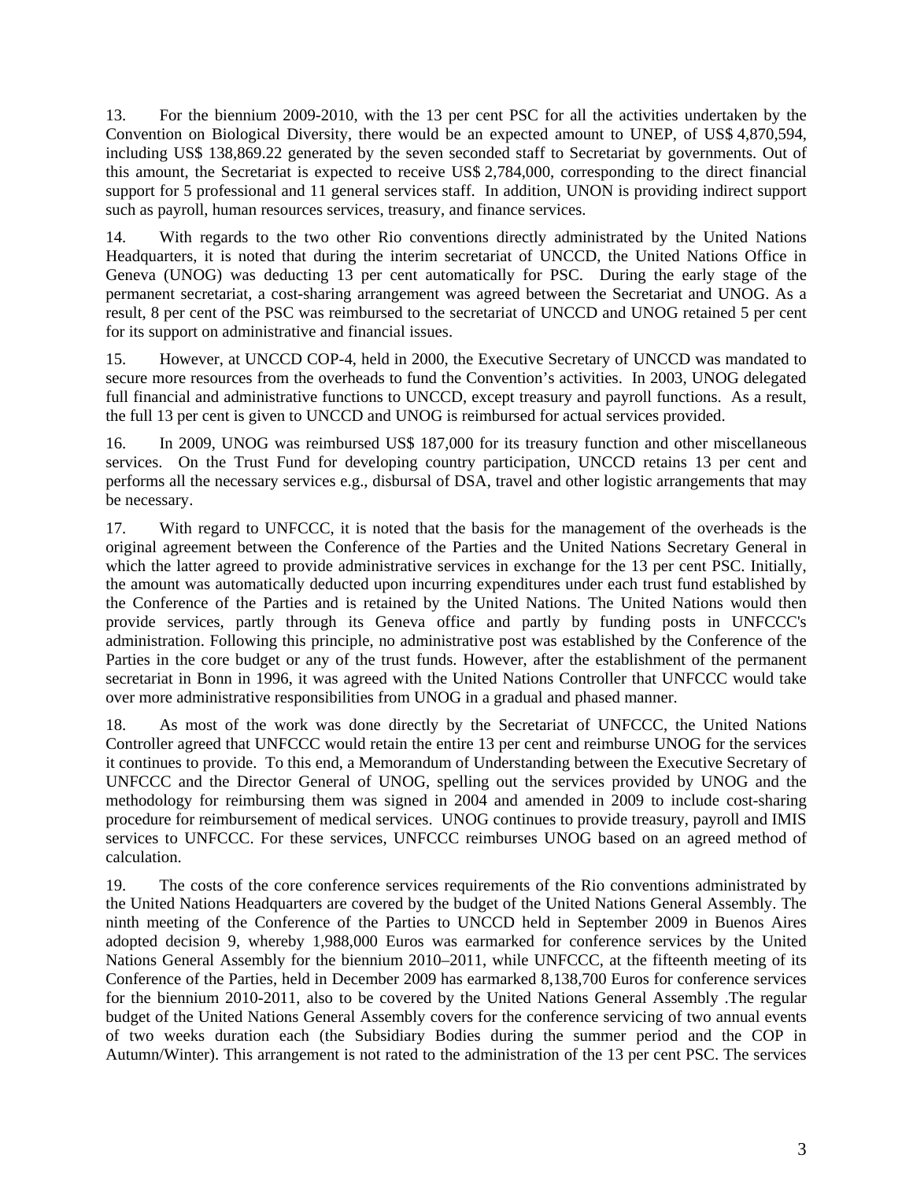13. For the biennium 2009-2010, with the 13 per cent PSC for all the activities undertaken by the Convention on Biological Diversity, there would be an expected amount to UNEP, of US$ 4,870,594, including US$ 138,869.22 generated by the seven seconded staff to Secretariat by governments. Out of this amount, the Secretariat is expected to receive US$ 2,784,000, corresponding to the direct financial support for 5 professional and 11 general services staff. In addition, UNON is providing indirect support such as payroll, human resources services, treasury, and finance services.

14. With regards to the two other Rio conventions directly administrated by the United Nations Headquarters, it is noted that during the interim secretariat of UNCCD, the United Nations Office in Geneva (UNOG) was deducting 13 per cent automatically for PSC. During the early stage of the permanent secretariat, a cost-sharing arrangement was agreed between the Secretariat and UNOG. As a result, 8 per cent of the PSC was reimbursed to the secretariat of UNCCD and UNOG retained 5 per cent for its support on administrative and financial issues.

15. However, at UNCCD COP-4, held in 2000, the Executive Secretary of UNCCD was mandated to secure more resources from the overheads to fund the Convention's activities. In 2003, UNOG delegated full financial and administrative functions to UNCCD, except treasury and payroll functions. As a result, the full 13 per cent is given to UNCCD and UNOG is reimbursed for actual services provided.

16. In 2009, UNOG was reimbursed US$ 187,000 for its treasury function and other miscellaneous services. On the Trust Fund for developing country participation, UNCCD retains 13 per cent and performs all the necessary services e.g., disbursal of DSA, travel and other logistic arrangements that may be necessary.

17. With regard to UNFCCC, it is noted that the basis for the management of the overheads is the original agreement between the Conference of the Parties and the United Nations Secretary General in which the latter agreed to provide administrative services in exchange for the 13 per cent PSC. Initially, the amount was automatically deducted upon incurring expenditures under each trust fund established by the Conference of the Parties and is retained by the United Nations. The United Nations would then provide services, partly through its Geneva office and partly by funding posts in UNFCCC's administration. Following this principle, no administrative post was established by the Conference of the Parties in the core budget or any of the trust funds. However, after the establishment of the permanent secretariat in Bonn in 1996, it was agreed with the United Nations Controller that UNFCCC would take over more administrative responsibilities from UNOG in a gradual and phased manner.

18. As most of the work was done directly by the Secretariat of UNFCCC, the United Nations Controller agreed that UNFCCC would retain the entire 13 per cent and reimburse UNOG for the services it continues to provide. To this end, a Memorandum of Understanding between the Executive Secretary of UNFCCC and the Director General of UNOG, spelling out the services provided by UNOG and the methodology for reimbursing them was signed in 2004 and amended in 2009 to include cost-sharing procedure for reimbursement of medical services. UNOG continues to provide treasury, payroll and IMIS services to UNFCCC. For these services, UNFCCC reimburses UNOG based on an agreed method of calculation.

19. The costs of the core conference services requirements of the Rio conventions administrated by the United Nations Headquarters are covered by the budget of the United Nations General Assembly. The ninth meeting of the Conference of the Parties to UNCCD held in September 2009 in Buenos Aires adopted decision 9, whereby 1,988,000 Euros was earmarked for conference services by the United Nations General Assembly for the biennium 2010–2011, while UNFCCC, at the fifteenth meeting of its Conference of the Parties, held in December 2009 has earmarked 8,138,700 Euros for conference services for the biennium 2010-2011, also to be covered by the United Nations General Assembly .The regular budget of the United Nations General Assembly covers for the conference servicing of two annual events of two weeks duration each (the Subsidiary Bodies during the summer period and the COP in Autumn/Winter). This arrangement is not rated to the administration of the 13 per cent PSC. The services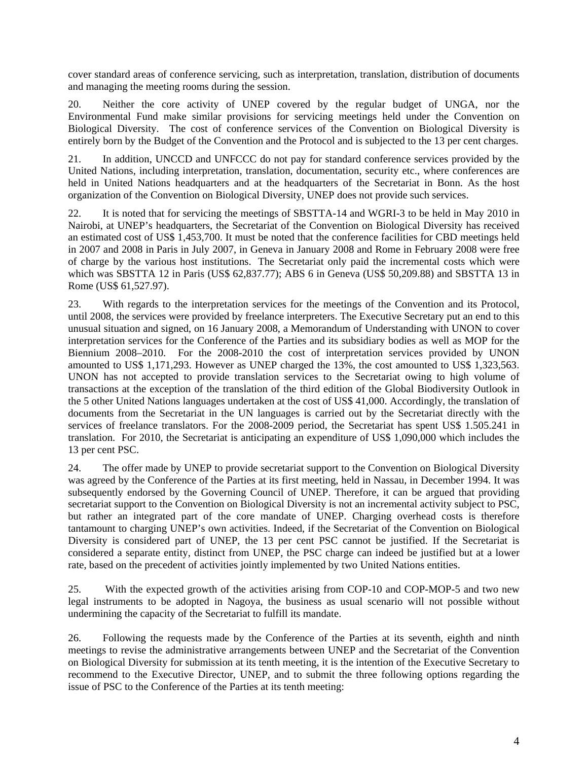cover standard areas of conference servicing, such as interpretation, translation, distribution of documents and managing the meeting rooms during the session.

20. Neither the core activity of UNEP covered by the regular budget of UNGA, nor the Environmental Fund make similar provisions for servicing meetings held under the Convention on Biological Diversity. The cost of conference services of the Convention on Biological Diversity is entirely born by the Budget of the Convention and the Protocol and is subjected to the 13 per cent charges.

21. In addition, UNCCD and UNFCCC do not pay for standard conference services provided by the United Nations, including interpretation, translation, documentation, security etc., where conferences are held in United Nations headquarters and at the headquarters of the Secretariat in Bonn. As the host organization of the Convention on Biological Diversity, UNEP does not provide such services.

22. It is noted that for servicing the meetings of SBSTTA-14 and WGRI-3 to be held in May 2010 in Nairobi, at UNEP's headquarters, the Secretariat of the Convention on Biological Diversity has received an estimated cost of US$ 1,453,700. It must be noted that the conference facilities for CBD meetings held in 2007 and 2008 in Paris in July 2007, in Geneva in January 2008 and Rome in February 2008 were free of charge by the various host institutions. The Secretariat only paid the incremental costs which were which was SBSTTA 12 in Paris (US$ 62,837.77); ABS 6 in Geneva (US$ 50,209.88) and SBSTTA 13 in Rome (US$ 61,527.97).

23. With regards to the interpretation services for the meetings of the Convention and its Protocol, until 2008, the services were provided by freelance interpreters. The Executive Secretary put an end to this unusual situation and signed, on 16 January 2008, a Memorandum of Understanding with UNON to cover interpretation services for the Conference of the Parties and its subsidiary bodies as well as MOP for the Biennium 2008–2010. For the 2008-2010 the cost of interpretation services provided by UNON amounted to US$ 1,171,293. However as UNEP charged the 13%, the cost amounted to US$ 1,323,563. UNON has not accepted to provide translation services to the Secretariat owing to high volume of transactions at the exception of the translation of the third edition of the Global Biodiversity Outlook in the 5 other United Nations languages undertaken at the cost of US$ 41,000. Accordingly, the translation of documents from the Secretariat in the UN languages is carried out by the Secretariat directly with the services of freelance translators. For the 2008-2009 period, the Secretariat has spent US$ 1.505.241 in translation. For 2010, the Secretariat is anticipating an expenditure of US$ 1,090,000 which includes the 13 per cent PSC.

24. The offer made by UNEP to provide secretariat support to the Convention on Biological Diversity was agreed by the Conference of the Parties at its first meeting, held in Nassau, in December 1994. It was subsequently endorsed by the Governing Council of UNEP. Therefore, it can be argued that providing secretariat support to the Convention on Biological Diversity is not an incremental activity subject to PSC, but rather an integrated part of the core mandate of UNEP. Charging overhead costs is therefore tantamount to charging UNEP's own activities. Indeed, if the Secretariat of the Convention on Biological Diversity is considered part of UNEP, the 13 per cent PSC cannot be justified. If the Secretariat is considered a separate entity, distinct from UNEP, the PSC charge can indeed be justified but at a lower rate, based on the precedent of activities jointly implemented by two United Nations entities.

25. With the expected growth of the activities arising from COP-10 and COP-MOP-5 and two new legal instruments to be adopted in Nagoya, the business as usual scenario will not possible without undermining the capacity of the Secretariat to fulfill its mandate.

26. Following the requests made by the Conference of the Parties at its seventh, eighth and ninth meetings to revise the administrative arrangements between UNEP and the Secretariat of the Convention on Biological Diversity for submission at its tenth meeting, it is the intention of the Executive Secretary to recommend to the Executive Director, UNEP, and to submit the three following options regarding the issue of PSC to the Conference of the Parties at its tenth meeting: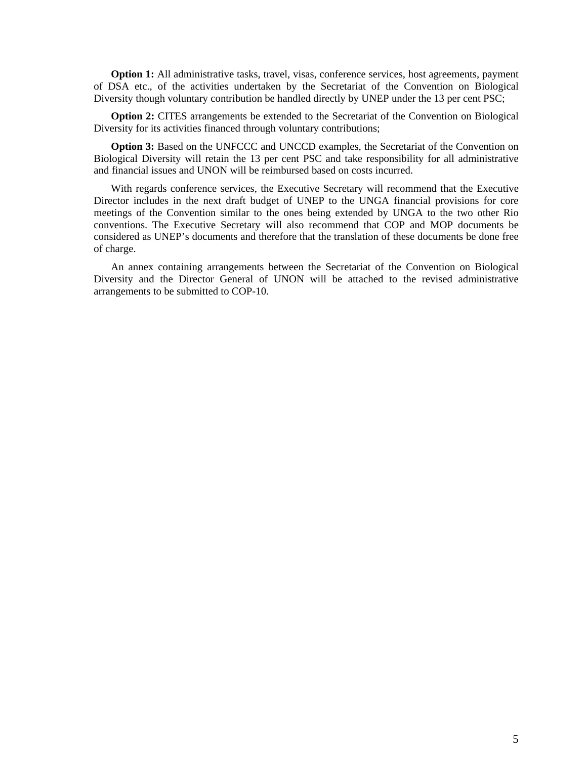**Option 1:** All administrative tasks, travel, visas, conference services, host agreements, payment of DSA etc., of the activities undertaken by the Secretariat of the Convention on Biological Diversity though voluntary contribution be handled directly by UNEP under the 13 per cent PSC;

**Option 2:** CITES arrangements be extended to the Secretariat of the Convention on Biological Diversity for its activities financed through voluntary contributions;

**Option 3:** Based on the UNFCCC and UNCCD examples, the Secretariat of the Convention on Biological Diversity will retain the 13 per cent PSC and take responsibility for all administrative and financial issues and UNON will be reimbursed based on costs incurred.

With regards conference services, the Executive Secretary will recommend that the Executive Director includes in the next draft budget of UNEP to the UNGA financial provisions for core meetings of the Convention similar to the ones being extended by UNGA to the two other Rio conventions. The Executive Secretary will also recommend that COP and MOP documents be considered as UNEP's documents and therefore that the translation of these documents be done free of charge.

An annex containing arrangements between the Secretariat of the Convention on Biological Diversity and the Director General of UNON will be attached to the revised administrative arrangements to be submitted to COP-10.